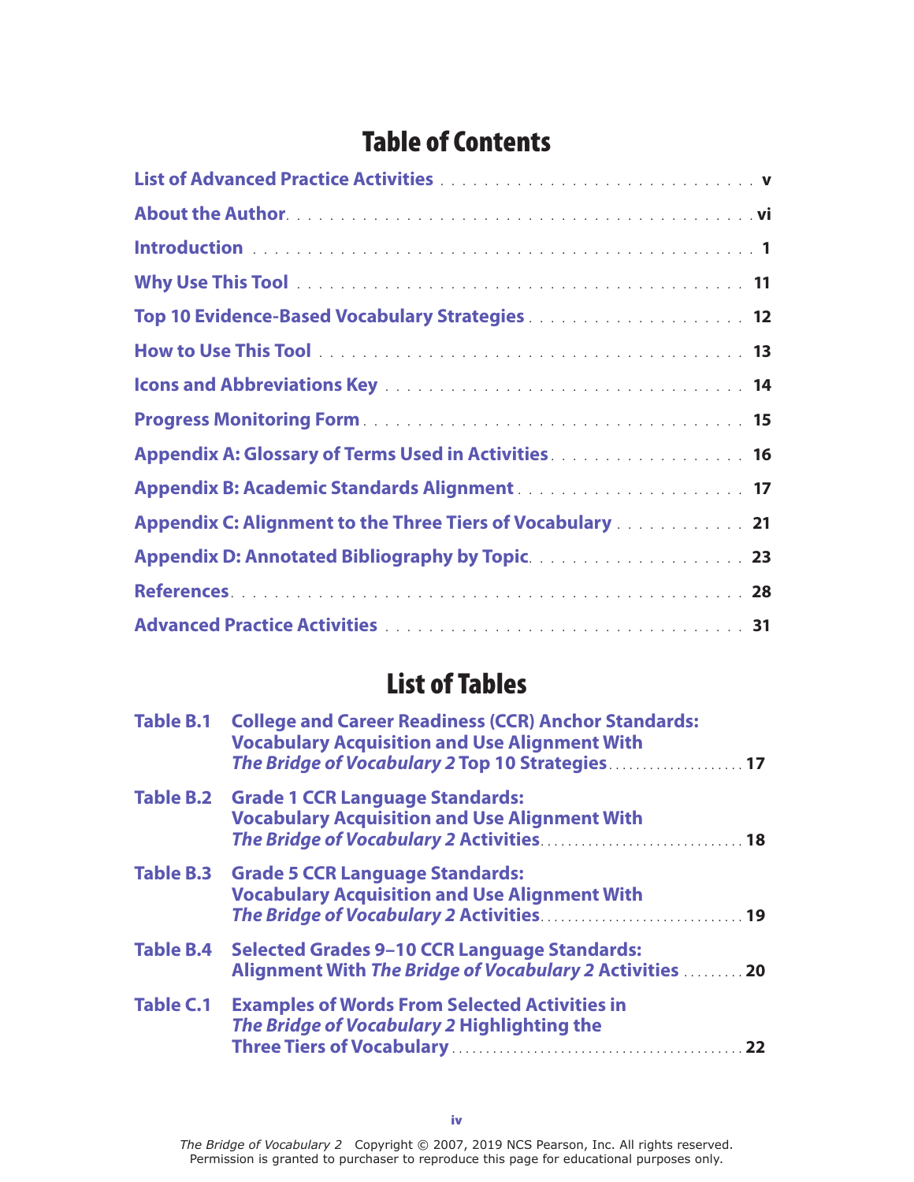# Table of Contents

| | |
|---|---|
| List of Advanced Practice Activities | v |
| About the Author | vi |
| Introduction | 1 |
| Why Use This Tool | 11 |
| Top 10 Evidence-Based Vocabulary Strategies | 12 |
| How to Use This Tool | 13 |
| Icons and Abbreviations Key | 14 |
| Progress Monitoring Form | 15 |
| Appendix A: Glossary of Terms Used in Activities | 16 |
| Appendix B: Academic Standards Alignment | 17 |
| Appendix C: Alignment to the Three Tiers of Vocabulary | 21 |
| Appendix D: Annotated Bibliography by Topic | 23 |
| References | 28 |
| Advanced Practice Activities | 31 |

# List of Tables

| | | |
|---|---|---|
| Table B.1 | College and Career Readiness (CCR) Anchor Standards: Vocabulary Acquisition and Use Alignment With *The Bridge of Vocabulary 2* Top 10 Strategies | 17 |
| Table B.2 | Grade 1 CCR Language Standards: Vocabulary Acquisition and Use Alignment With *The Bridge of Vocabulary 2* Activities | 18 |
| Table B.3 | Grade 5 CCR Language Standards: Vocabulary Acquisition and Use Alignment With *The Bridge of Vocabulary 2* Activities | 19 |
| Table B.4 | Selected Grades 9–10 CCR Language Standards: Alignment With *The Bridge of Vocabulary 2* Activities | 20 |
| Table C.1 | Examples of Words From Selected Activities in *The Bridge of Vocabulary 2* Highlighting the Three Tiers of Vocabulary | 22 |

*The Bridge of Vocabulary 2* Copyright © 2007, 2019 NCS Pearson, Inc. All rights reserved.
Permission is granted to purchaser to reproduce this page for educational purposes only.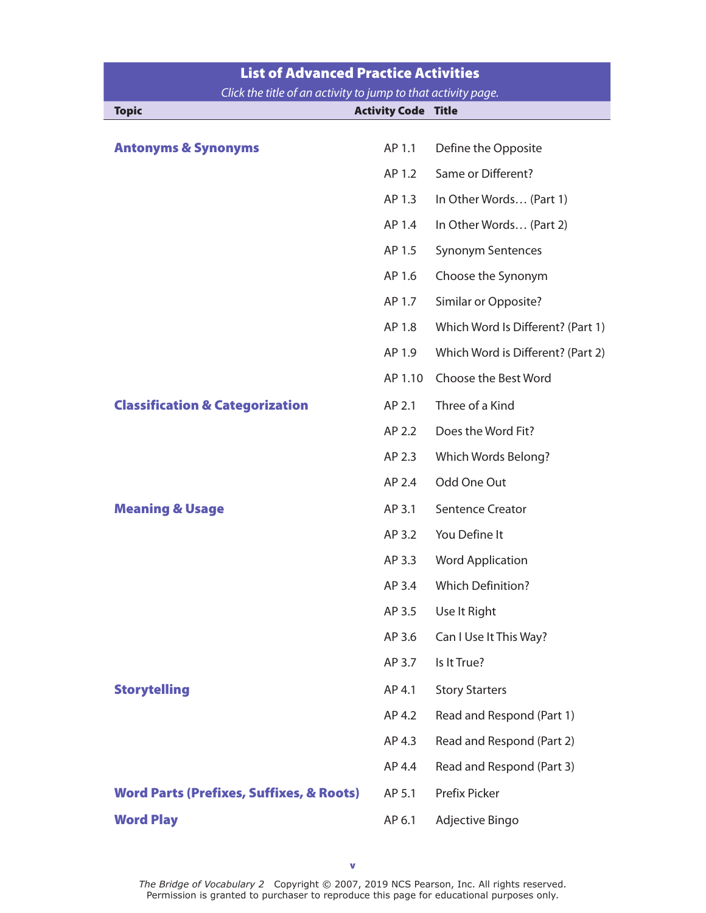## List of Advanced Practice Activities

*Click the title of an activity to jump to that activity page.*

| Topic | Activity Code | Title |
|---|---|---|
| **Antonyms & Synonyms** | AP 1.1 | Define the Opposite |
| | AP 1.2 | Same or Different? |
| | AP 1.3 | In Other Words… (Part 1) |
| | AP 1.4 | In Other Words… (Part 2) |
| | AP 1.5 | Synonym Sentences |
| | AP 1.6 | Choose the Synonym |
| | AP 1.7 | Similar or Opposite? |
| | AP 1.8 | Which Word Is Different? (Part 1) |
| | AP 1.9 | Which Word is Different? (Part 2) |
| | AP 1.10 | Choose the Best Word |
| **Classification & Categorization** | AP 2.1 | Three of a Kind |
| | AP 2.2 | Does the Word Fit? |
| | AP 2.3 | Which Words Belong? |
| | AP 2.4 | Odd One Out |
| **Meaning & Usage** | AP 3.1 | Sentence Creator |
| | AP 3.2 | You Define It |
| | AP 3.3 | Word Application |
| | AP 3.4 | Which Definition? |
| | AP 3.5 | Use It Right |
| | AP 3.6 | Can I Use It This Way? |
| | AP 3.7 | Is It True? |
| **Storytelling** | AP 4.1 | Story Starters |
| | AP 4.2 | Read and Respond (Part 1) |
| | AP 4.3 | Read and Respond (Part 2) |
| | AP 4.4 | Read and Respond (Part 3) |
| **Word Parts (Prefixes, Suffixes, & Roots)** | AP 5.1 | Prefix Picker |
| **Word Play** | AP 6.1 | Adjective Bingo |

*The Bridge of Vocabulary 2* Copyright © 2007, 2019 NCS Pearson, Inc. All rights reserved.
Permission is granted to purchaser to reproduce this page for educational purposes only.